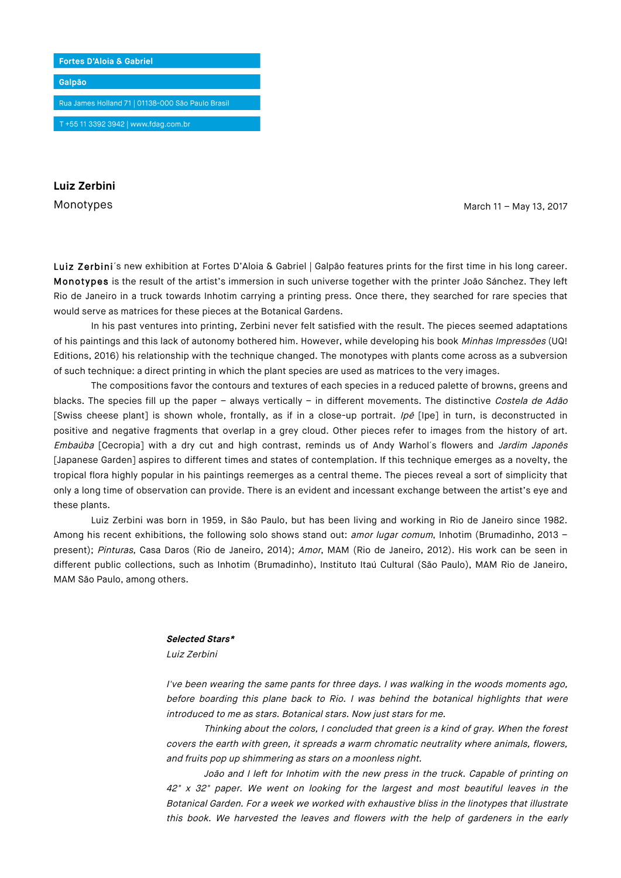**Fortes D'Aloia & Gabriel**

**Galpão**

Rua James Holland 71 | 01138-000 São Paulo Brasil

T +55 11 3392 3942 | www.fdag.com.br

# Luiz Zerbini

## Monotypes

March 11 – May 13, 2017

**Luiz Zerbini**´s new exhibition at Fortes D'Aloia & Gabriel | Galpão features prints for the first time in his long career. **Monotypes** is the result of the artist's immersion in such universe together with the printer João Sánchez. They left Rio de Janeiro in a truck towards Inhotim carrying a printing press. Once there, they searched for rare species that would serve as matrices for these pieces at the Botanical Gardens.

In his past ventures into printing, Zerbini never felt satisfied with the result. The pieces seemed adaptations of his paintings and this lack of autonomy bothered him. However, while developing his book *Minhas Impressões* (UQ! Editions, 2016) his relationship with the technique changed. The monotypes with plants come across as a subversion of such technique: a direct printing in which the plant species are used as matrices to the very images.

The compositions favor the contours and textures of each species in a reduced palette of browns, greens and blacks. The species fill up the paper – always vertically – in different movements. The distinctive *Costela de Adão* [Swiss cheese plant] is shown whole, frontally, as if in a close-up portrait. *Ipê* [Ipe] in turn, is deconstructed in positive and negative fragments that overlap in a grey cloud. Other pieces refer to images from the history of art. *Embaúba* [Cecropia] with a dry cut and high contrast, reminds us of Andy Warhol´s flowers and *Jardim Japonês* [Japanese Garden] aspires to different times and states of contemplation. If this technique emerges as a novelty, the tropical flora highly popular in his paintings reemerges as a central theme. The pieces reveal a sort of simplicity that only a long time of observation can provide. There is an evident and incessant exchange between the artist's eye and these plants.

Luiz Zerbini was born in 1959, in São Paulo, but has been living and working in Rio de Janeiro since 1982. Among his recent exhibitions, the following solo shows stand out: *amor lugar comum*, Inhotim (Brumadinho, 2013 – present); *Pinturas*, Casa Daros (Rio de Janeiro, 2014); *Amor*, MAM (Rio de Janeiro, 2012). His work can be seen in different public collections, such as Inhotim (Brumadinho), Instituto Itaú Cultural (São Paulo), MAM Rio de Janeiro, MAM São Paulo, among others.

***Selected Stars****

*Luiz Zerbini*

*I've been wearing the same pants for three days. I was walking in the woods moments ago, before boarding this plane back to Rio. I was behind the botanical highlights that were introduced to me as stars. Botanical stars. Now just stars for me.*

*Thinking about the colors, I concluded that green is a kind of gray. When the forest covers the earth with green, it spreads a warm chromatic neutrality where animals, flowers, and fruits pop up shimmering as stars on a moonless night.*

*João and I left for Inhotim with the new press in the truck. Capable of printing on 42" x 32" paper. We went on looking for the largest and most beautiful leaves in the Botanical Garden. For a week we worked with exhaustive bliss in the linotypes that illustrate this book. We harvested the leaves and flowers with the help of gardeners in the early*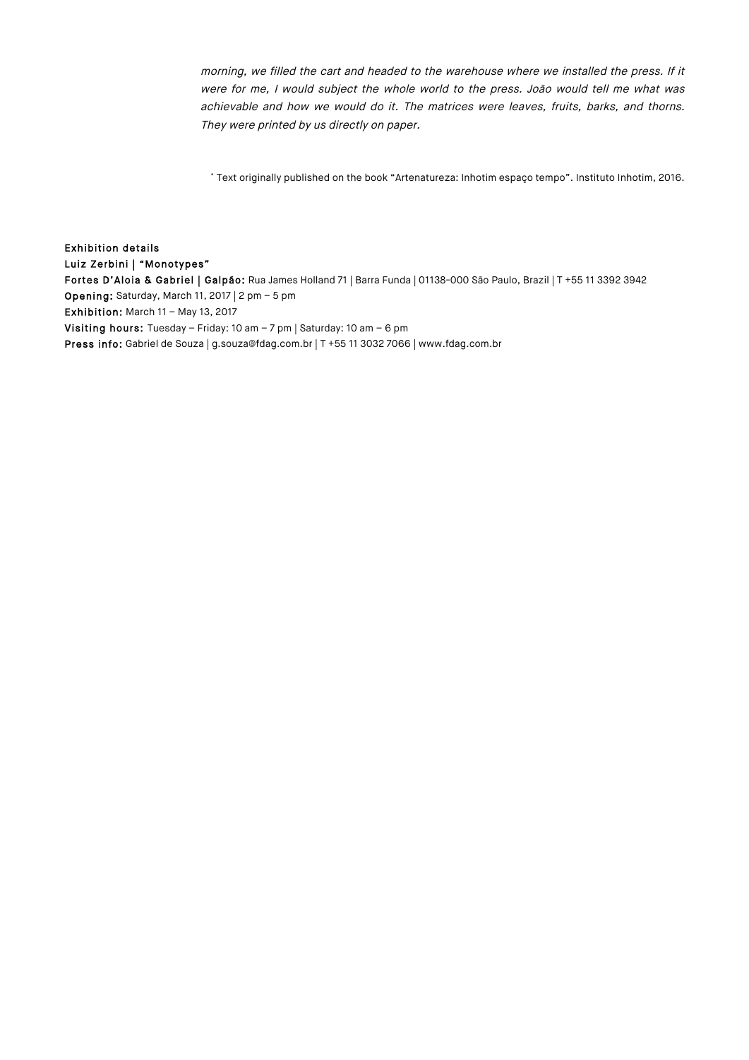*morning, we filled the cart and headed to the warehouse where we installed the press. If it were for me, I would subject the whole world to the press. João would tell me what was achievable and how we would do it. The matrices were leaves, fruits, barks, and thorns. They were printed by us directly on paper.*

* Text originally published on the book "Artenatureza: Inhotim espaço tempo". Instituto Inhotim, 2016.

**Exhibition details**
**Luiz Zerbini | "Monotypes"**
**Fortes D'Aloia & Gabriel | Galpão:** Rua James Holland 71 | Barra Funda | 01138-000 São Paulo, Brazil | T +55 11 3392 3942
**Opening:** Saturday, March 11, 2017 | 2 pm – 5 pm
**Exhibition:** March 11 – May 13, 2017
**Visiting hours:** Tuesday – Friday: 10 am – 7 pm | Saturday: 10 am – 6 pm
**Press info:** Gabriel de Souza | g.souza@fdag.com.br | T +55 11 3032 7066 | www.fdag.com.br